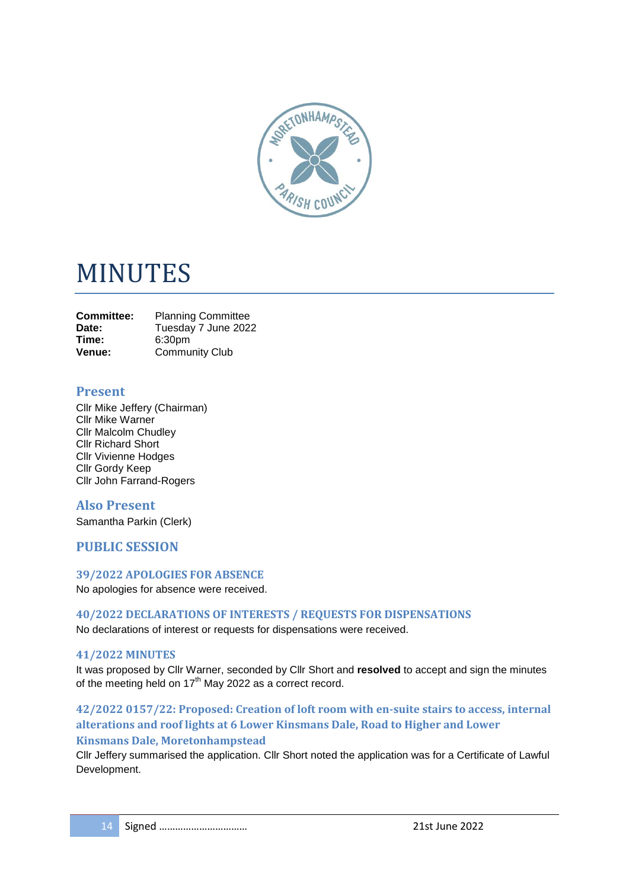# MINUTES

**Committee:** Planning Committee
**Date:** Tuesday 7 June 2022
**Time:** 6:30pm
**Venue:** Community Club

## Present

Cllr Mike Jeffery (Chairman)
Cllr Mike Warner
Cllr Malcolm Chudley
Cllr Richard Short
Cllr Vivienne Hodges
Cllr Gordy Keep
Cllr John Farrand-Rogers

## Also Present

Samantha Parkin (Clerk)

## PUBLIC SESSION

### 39/2022 APOLOGIES FOR ABSENCE

No apologies for absence were received.

### 40/2022 DECLARATIONS OF INTERESTS / REQUESTS FOR DISPENSATIONS

No declarations of interest or requests for dispensations were received.

### 41/2022 MINUTES

It was proposed by Cllr Warner, seconded by Cllr Short and **resolved** to accept and sign the minutes of the meeting held on 17th May 2022 as a correct record.

### 42/2022 0157/22: Proposed: Creation of loft room with en-suite stairs to access, internal alterations and roof lights at 6 Lower Kinsmans Dale, Road to Higher and Lower Kinsmans Dale, Moretonhampstead

Cllr Jeffery summarised the application. Cllr Short noted the application was for a Certificate of Lawful Development.

Signed …………………………… 21st June 2022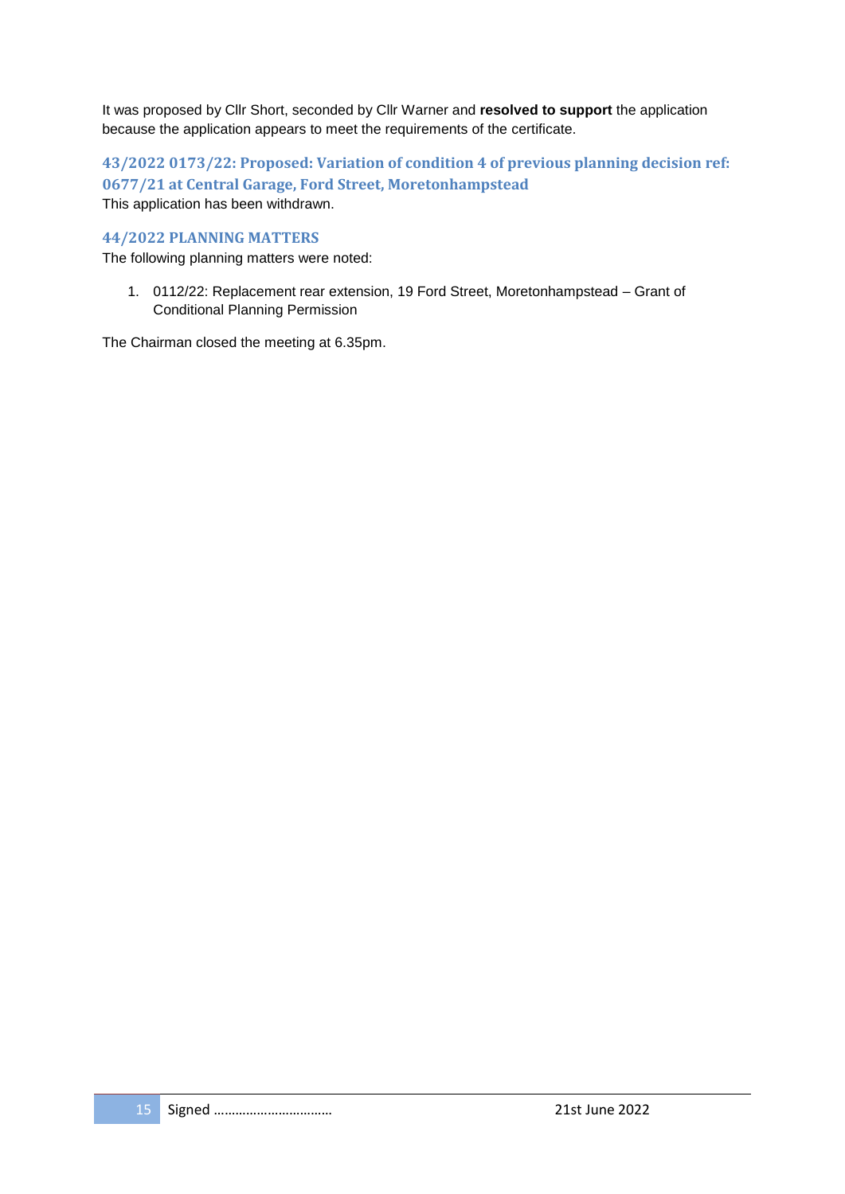It was proposed by Cllr Short, seconded by Cllr Warner and **resolved to support** the application because the application appears to meet the requirements of the certificate.

### 43/2022 0173/22: Proposed: Variation of condition 4 of previous planning decision ref: 0677/21 at Central Garage, Ford Street, Moretonhampstead

This application has been withdrawn.

### 44/2022 PLANNING MATTERS

The following planning matters were noted:

1. 0112/22: Replacement rear extension, 19 Ford Street, Moretonhampstead – Grant of Conditional Planning Permission

The Chairman closed the meeting at 6.35pm.

Signed …………………………… 21st June 2022